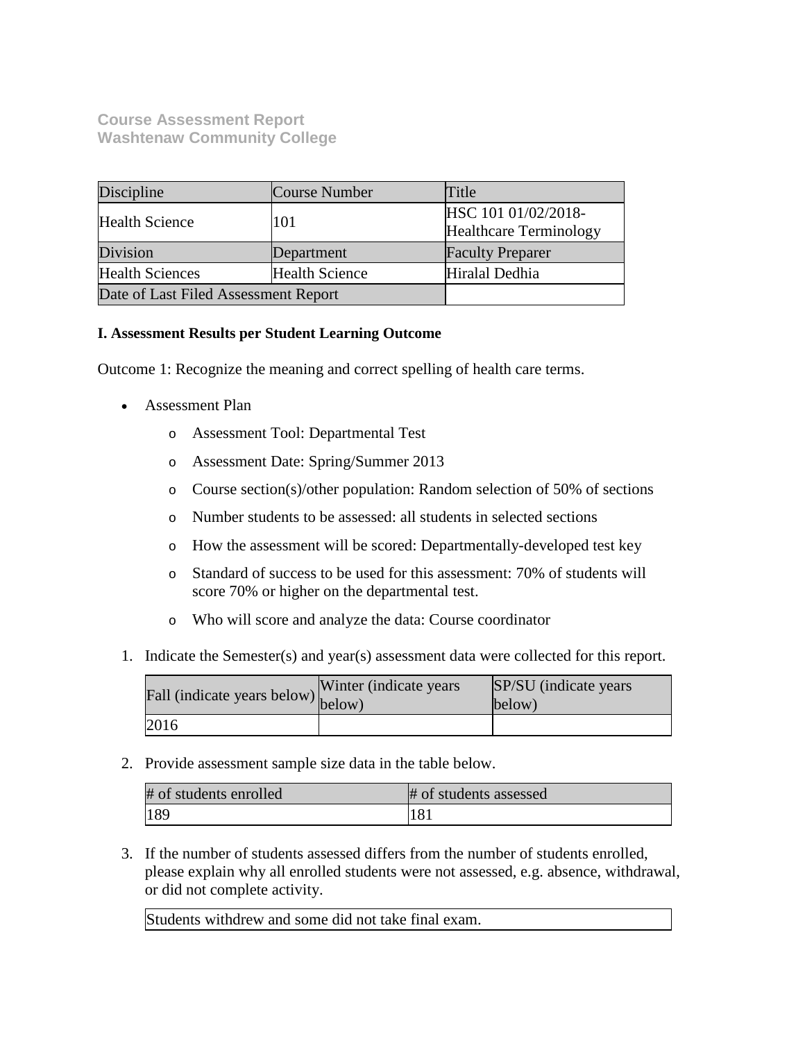**Course Assessment Report**
**Washtenaw Community College**

| Discipline | Course Number | Title |
| --- | --- | --- |
| Health Science | 101 | HSC 101 01/02/2018-Healthcare Terminology |
| Division | Department | Faculty Preparer |
| Health Sciences | Health Science | Hiralal Dedhia |
| Date of Last Filed Assessment Report | | |

**I. Assessment Results per Student Learning Outcome**

Outcome 1: Recognize the meaning and correct spelling of health care terms.

- Assessment Plan
  - Assessment Tool: Departmental Test
  - Assessment Date: Spring/Summer 2013
  - Course section(s)/other population: Random selection of 50% of sections
  - Number students to be assessed: all students in selected sections
  - How the assessment will be scored: Departmentally-developed test key
  - Standard of success to be used for this assessment: 70% of students will score 70% or higher on the departmental test.
  - Who will score and analyze the data: Course coordinator

1. Indicate the Semester(s) and year(s) assessment data were collected for this report.

| Fall (indicate years below) | Winter (indicate years below) | SP/SU (indicate years below) |
| --- | --- | --- |
| 2016 | | |

2. Provide assessment sample size data in the table below.

| # of students enrolled | # of students assessed |
| --- | --- |
| 189 | 181 |

3. If the number of students assessed differs from the number of students enrolled, please explain why all enrolled students were not assessed, e.g. absence, withdrawal, or did not complete activity.

| Students withdrew and some did not take final exam. |
| --- |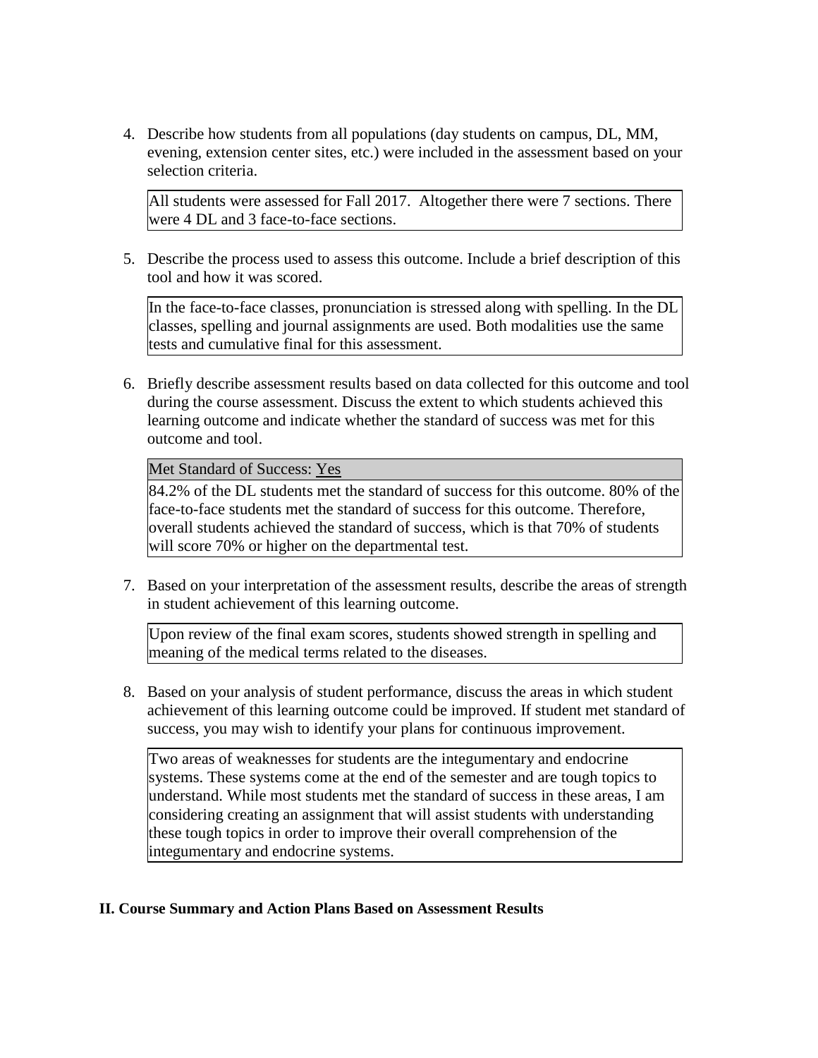4. Describe how students from all populations (day students on campus, DL, MM, evening, extension center sites, etc.) were included in the assessment based on your selection criteria.

   All students were assessed for Fall 2017. Altogether there were 7 sections. There were 4 DL and 3 face-to-face sections.

5. Describe the process used to assess this outcome. Include a brief description of this tool and how it was scored.

   In the face-to-face classes, pronunciation is stressed along with spelling. In the DL classes, spelling and journal assignments are used. Both modalities use the same tests and cumulative final for this assessment.

6. Briefly describe assessment results based on data collected for this outcome and tool during the course assessment. Discuss the extent to which students achieved this learning outcome and indicate whether the standard of success was met for this outcome and tool.

   Met Standard of Success: Yes

   84.2% of the DL students met the standard of success for this outcome. 80% of the face-to-face students met the standard of success for this outcome. Therefore, overall students achieved the standard of success, which is that 70% of students will score 70% or higher on the departmental test.

7. Based on your interpretation of the assessment results, describe the areas of strength in student achievement of this learning outcome.

   Upon review of the final exam scores, students showed strength in spelling and meaning of the medical terms related to the diseases.

8. Based on your analysis of student performance, discuss the areas in which student achievement of this learning outcome could be improved. If student met standard of success, you may wish to identify your plans for continuous improvement.

   Two areas of weaknesses for students are the integumentary and endocrine systems. These systems come at the end of the semester and are tough topics to understand. While most students met the standard of success in these areas, I am considering creating an assignment that will assist students with understanding these tough topics in order to improve their overall comprehension of the integumentary and endocrine systems.

## II. Course Summary and Action Plans Based on Assessment Results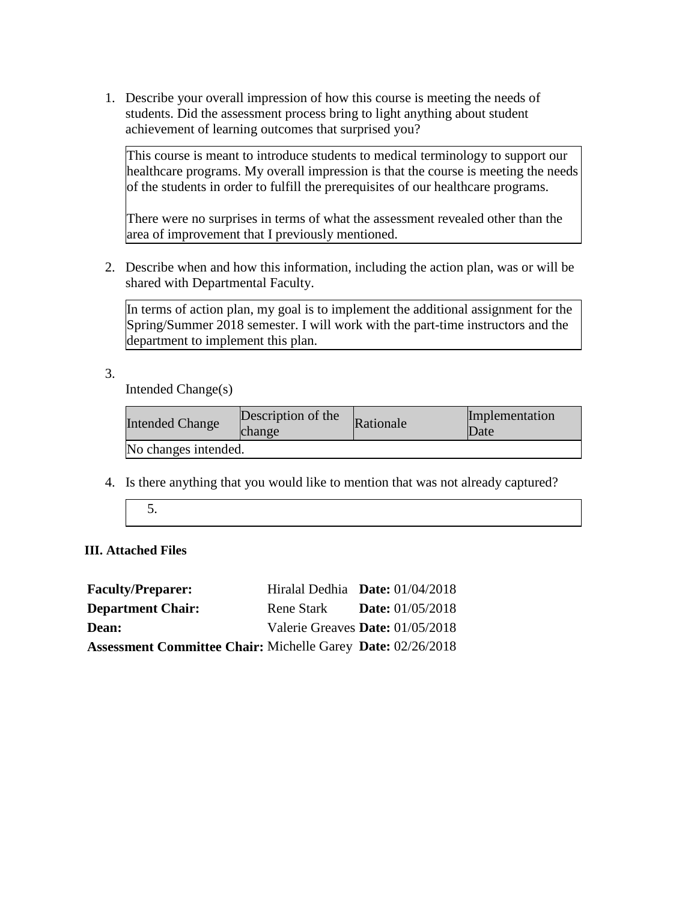1. Describe your overall impression of how this course is meeting the needs of students. Did the assessment process bring to light anything about student achievement of learning outcomes that surprised you?

   This course is meant to introduce students to medical terminology to support our healthcare programs. My overall impression is that the course is meeting the needs of the students in order to fulfill the prerequisites of our healthcare programs.

   There were no surprises in terms of what the assessment revealed other than the area of improvement that I previously mentioned.

2. Describe when and how this information, including the action plan, was or will be shared with Departmental Faculty.

   In terms of action plan, my goal is to implement the additional assignment for the Spring/Summer 2018 semester. I will work with the part-time instructors and the department to implement this plan.

3. Intended Change(s)

| Intended Change | Description of the change | Rationale | Implementation Date |
|---|---|---|---|
| No changes intended. | | | |

4. Is there anything that you would like to mention that was not already captured?

   5.

**III. Attached Files**

| | | |
|---|---|---|
| **Faculty/Preparer:** | Hiralal Dedhia | **Date:** 01/04/2018 |
| **Department Chair:** | Rene Stark | **Date:** 01/05/2018 |
| **Dean:** | Valerie Greaves | **Date:** 01/05/2018 |
| **Assessment Committee Chair:** | Michelle Garey | **Date:** 02/26/2018 |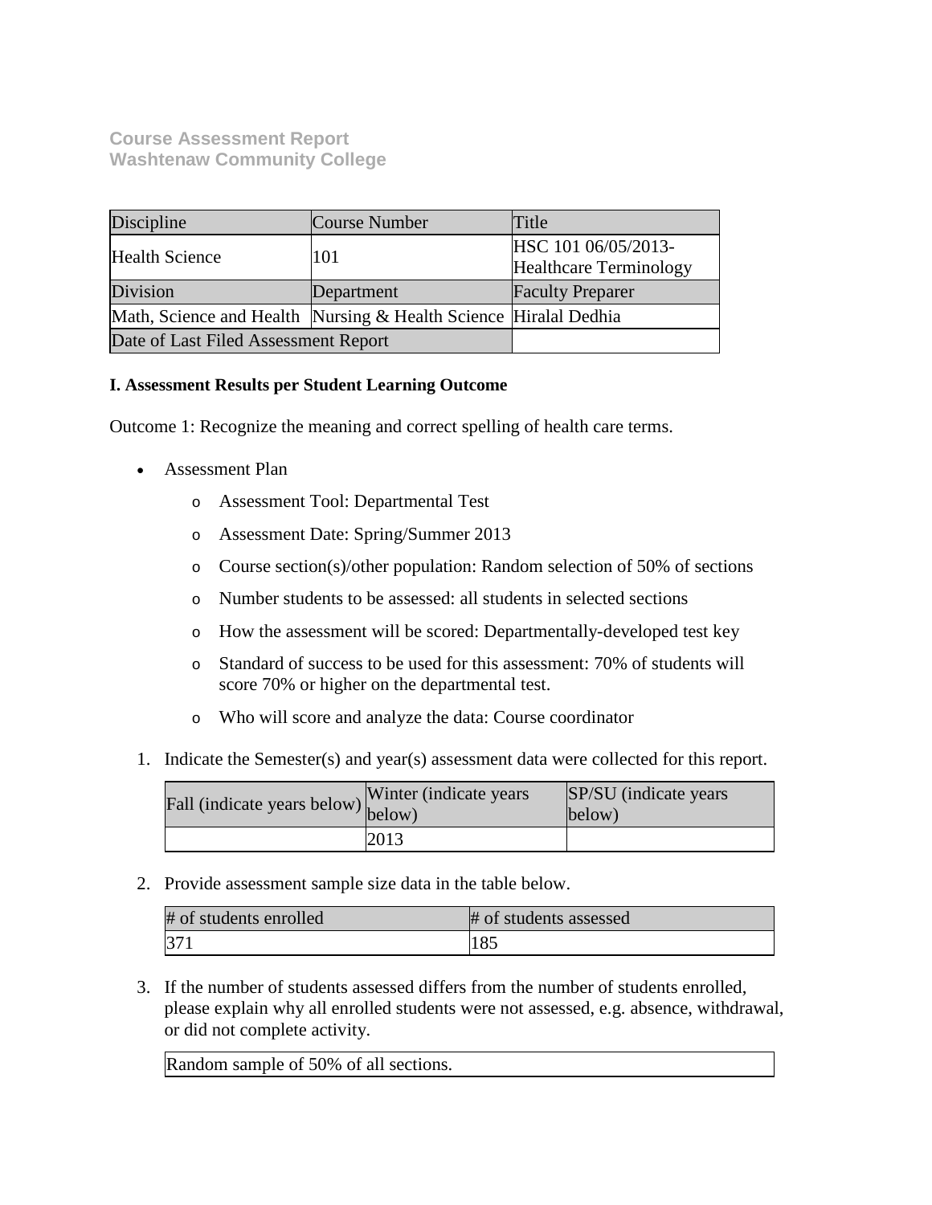**Course Assessment Report**
**Washtenaw Community College**

| Discipline | Course Number | Title |
| --- | --- | --- |
| Health Science | 101 | HSC 101 06/05/2013-Healthcare Terminology |
| Division | Department | Faculty Preparer |
| Math, Science and Health | Nursing & Health Science | Hiralal Dedhia |
| Date of Last Filed Assessment Report | | |

**I. Assessment Results per Student Learning Outcome**

Outcome 1: Recognize the meaning and correct spelling of health care terms.

- Assessment Plan
  - Assessment Tool: Departmental Test
  - Assessment Date: Spring/Summer 2013
  - Course section(s)/other population: Random selection of 50% of sections
  - Number students to be assessed: all students in selected sections
  - How the assessment will be scored: Departmentally-developed test key
  - Standard of success to be used for this assessment: 70% of students will score 70% or higher on the departmental test.
  - Who will score and analyze the data: Course coordinator

1. Indicate the Semester(s) and year(s) assessment data were collected for this report.

| Fall (indicate years below) | Winter (indicate years below) | SP/SU (indicate years below) |
| --- | --- | --- |
| | 2013 | |

2. Provide assessment sample size data in the table below.

| # of students enrolled | # of students assessed |
| --- | --- |
| 371 | 185 |

3. If the number of students assessed differs from the number of students enrolled, please explain why all enrolled students were not assessed, e.g. absence, withdrawal, or did not complete activity.

| Random sample of 50% of all sections. |
| --- |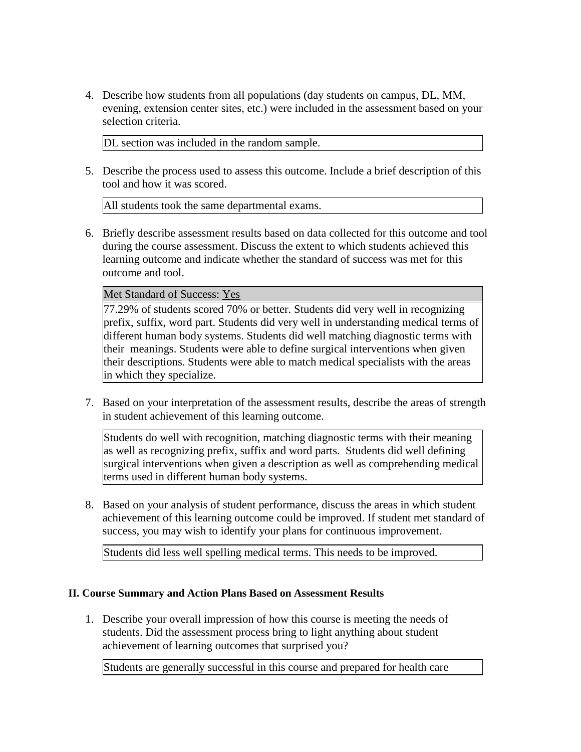4. Describe how students from all populations (day students on campus, DL, MM, evening, extension center sites, etc.) were included in the assessment based on your selection criteria.

   DL section was included in the random sample.

5. Describe the process used to assess this outcome. Include a brief description of this tool and how it was scored.

   All students took the same departmental exams.

6. Briefly describe assessment results based on data collected for this outcome and tool during the course assessment. Discuss the extent to which students achieved this learning outcome and indicate whether the standard of success was met for this outcome and tool.

   Met Standard of Success: Yes

   77.29% of students scored 70% or better. Students did very well in recognizing prefix, suffix, word part. Students did very well in understanding medical terms of different human body systems. Students did well matching diagnostic terms with their meanings. Students were able to define surgical interventions when given their descriptions. Students were able to match medical specialists with the areas in which they specialize.

7. Based on your interpretation of the assessment results, describe the areas of strength in student achievement of this learning outcome.

   Students do well with recognition, matching diagnostic terms with their meaning as well as recognizing prefix, suffix and word parts. Students did well defining surgical interventions when given a description as well as comprehending medical terms used in different human body systems.

8. Based on your analysis of student performance, discuss the areas in which student achievement of this learning outcome could be improved. If student met standard of success, you may wish to identify your plans for continuous improvement.

   Students did less well spelling medical terms. This needs to be improved.

**II. Course Summary and Action Plans Based on Assessment Results**

1. Describe your overall impression of how this course is meeting the needs of students. Did the assessment process bring to light anything about student achievement of learning outcomes that surprised you?

   Students are generally successful in this course and prepared for health care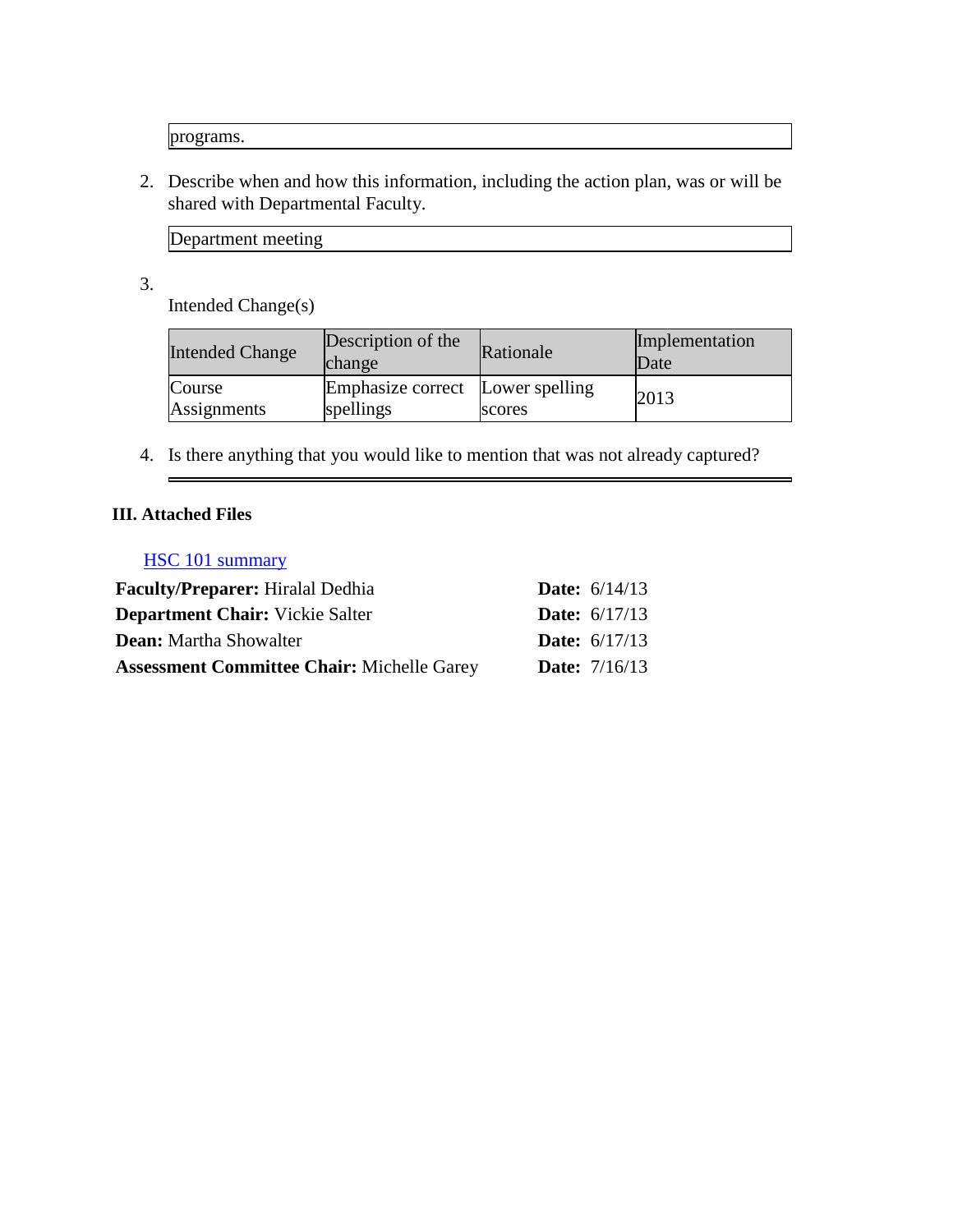programs.

2. Describe when and how this information, including the action plan, was or will be shared with Departmental Faculty.

Department meeting

3. Intended Change(s)

| Intended Change | Description of the change | Rationale | Implementation Date |
| --- | --- | --- | --- |
| Course Assignments | Emphasize correct spellings | Lower spelling scores | 2013 |

4. Is there anything that you would like to mention that was not already captured?

### III. Attached Files

HSC 101 summary

**Faculty/Preparer:** Hiralal Dedhia **Date:** 6/14/13
**Department Chair:** Vickie Salter **Date:** 6/17/13
**Dean:** Martha Showalter **Date:** 6/17/13
**Assessment Committee Chair:** Michelle Garey **Date:** 7/16/13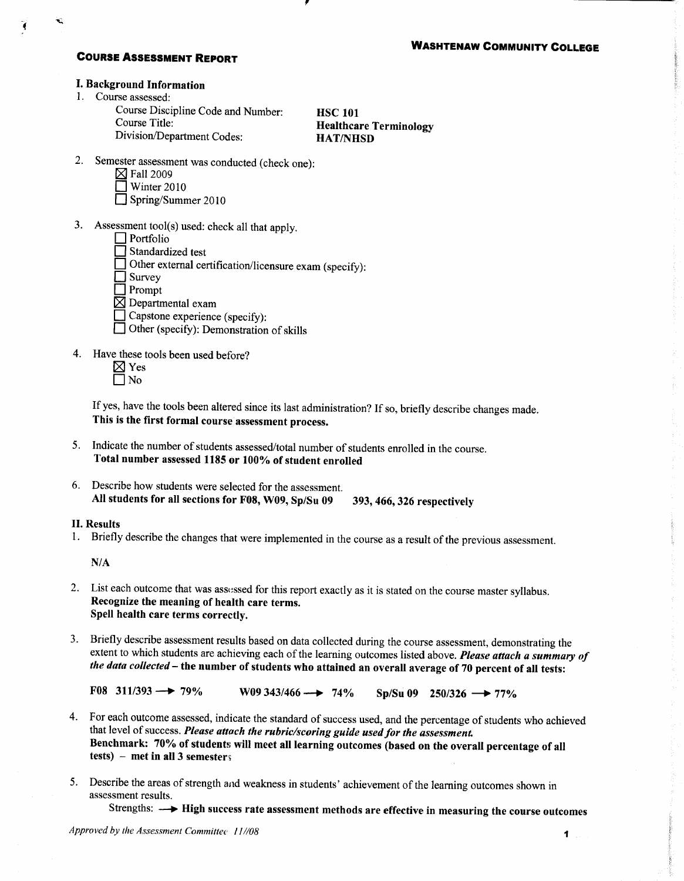**WASHTENAW COMMUNITY COLLEGE**

## COURSE ASSESSMENT REPORT

### I. Background Information

1. Course assessed:
   - Course Discipline Code and Number: **HSC 101**
   - Course Title: **Healthcare Terminology**
   - Division/Department Codes: **HAT/NHSD**

2. Semester assessment was conducted (check one):
   - ☒ Fall 2009
   - ☐ Winter 2010
   - ☐ Spring/Summer 2010

3. Assessment tool(s) used: check all that apply.
   - ☐ Portfolio
   - ☐ Standardized test
   - ☐ Other external certification/licensure exam (specify):
   - ☐ Survey
   - ☐ Prompt
   - ☒ Departmental exam
   - ☐ Capstone experience (specify):
   - ☐ Other (specify): Demonstration of skills

4. Have these tools been used before?
   - ☒ Yes
   - ☐ No

   If yes, have the tools been altered since its last administration? If so, briefly describe changes made.
   **This is the first formal course assessment process.**

5. Indicate the number of students assessed/total number of students enrolled in the course.
   **Total number assessed 1185 or 100% of student enrolled**

6. Describe how students were selected for the assessment.
   **All students for all sections for F08, W09, Sp/Su 09 393, 466, 326 respectively**

### II. Results

1. Briefly describe the changes that were implemented in the course as a result of the previous assessment.

   **N/A**

2. List each outcome that was assessed for this report exactly as it is stated on the course master syllabus.
   **Recognize the meaning of health care terms.**
   **Spell health care terms correctly.**

3. Briefly describe assessment results based on data collected during the course assessment, demonstrating the extent to which students are achieving each of the learning outcomes listed above. ***Please attach a summary of the data collected*** **– the number of students who attained an overall average of 70 percent of all tests:**

   **F08 311/393 → 79%  W09 343/466 → 74%  Sp/Su 09 250/326 → 77%**

4. For each outcome assessed, indicate the standard of success used, and the percentage of students who achieved that level of success. ***Please attach the rubric/scoring guide used for the assessment.***
   **Benchmark: 70% of students will meet all learning outcomes (based on the overall percentage of all tests) – met in all 3 semesters**

5. Describe the areas of strength and weakness in students' achievement of the learning outcomes shown in assessment results.
   Strengths: **→ High success rate assessment methods are effective in measuring the course outcomes**

*Approved by the Assessment Committee 11/08*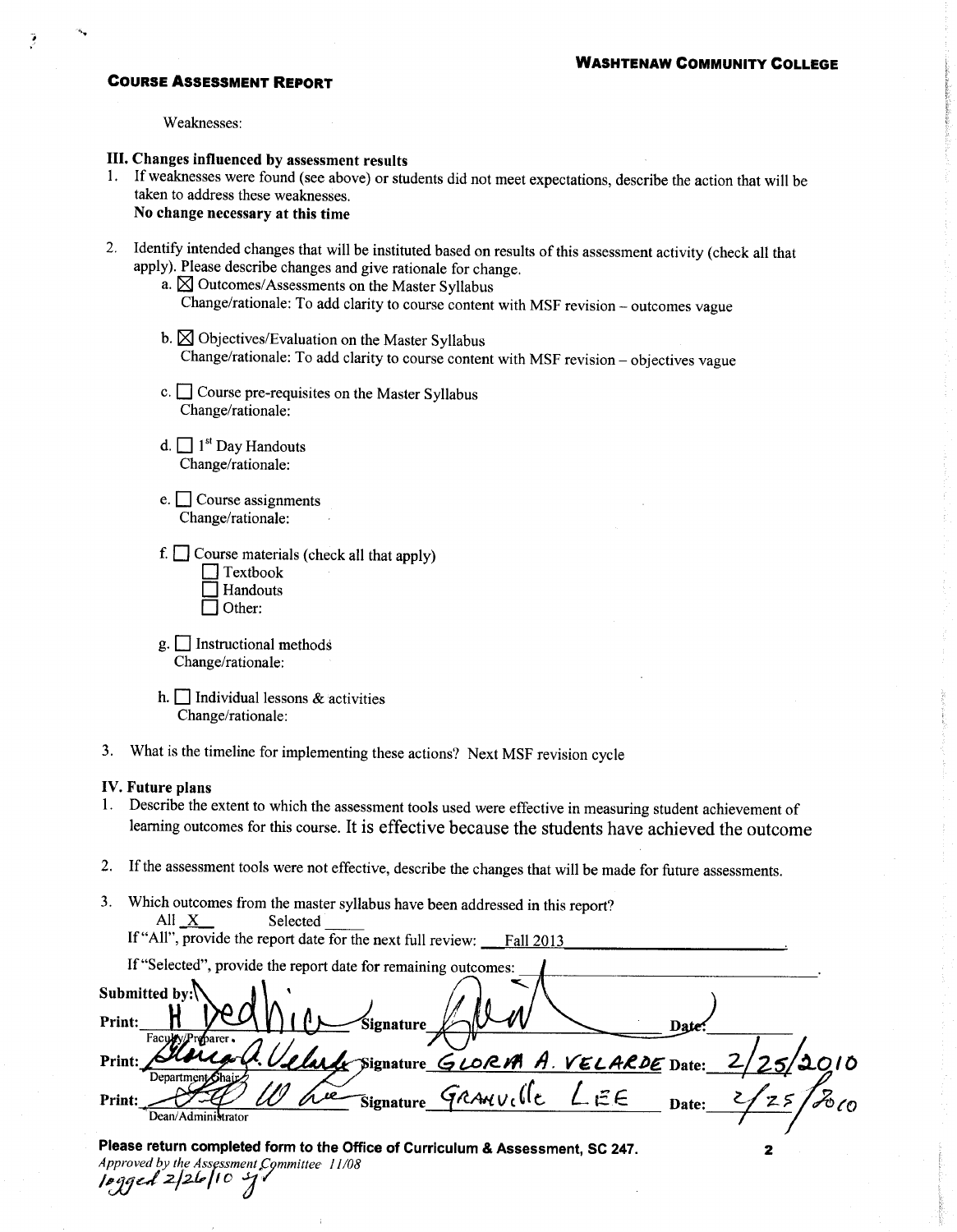Weaknesses:

**III. Changes influenced by assessment results**

1. If weaknesses were found (see above) or students did not meet expectations, describe the action that will be taken to address these weaknesses.
   **No change necessary at this time**

2. Identify intended changes that will be instituted based on results of this assessment activity (check all that apply). Please describe changes and give rationale for change.
   a. ☒ Outcomes/Assessments on the Master Syllabus
   Change/rationale: To add clarity to course content with MSF revision – outcomes vague

   b. ☒ Objectives/Evaluation on the Master Syllabus
   Change/rationale: To add clarity to course content with MSF revision – objectives vague

   c. ☐ Course pre-requisites on the Master Syllabus
   Change/rationale:

   d. ☐ 1st Day Handouts
   Change/rationale:

   e. ☐ Course assignments
   Change/rationale:

   f. ☐ Course materials (check all that apply)
   ☐ Textbook
   ☐ Handouts
   ☐ Other:

   g. ☐ Instructional methods
   Change/rationale:

   h. ☐ Individual lessons & activities
   Change/rationale:

3. What is the timeline for implementing these actions? Next MSF revision cycle

**IV. Future plans**

1. Describe the extent to which the assessment tools used were effective in measuring student achievement of learning outcomes for this course. It is effective because the students have achieved the outcome

2. If the assessment tools were not effective, describe the changes that will be made for future assessments.

3. Which outcomes from the master syllabus have been addressed in this report?
   All X Selected ____
   If "All", provide the report date for the next full review: Fall 2013
   If "Selected", provide the report date for remaining outcomes: ____

Submitted by:

Print: H Dedhia Signature [signature] Date: ____
Faculty/Preparer

Print: Gloria A. Velarde Signature GLORIA A. VELARDE Date: 2/25/2010
Department Chair

Print: [signature] Signature GRANVILLE LEE Date: 2/25/2010
Dean/Administrator

**Please return completed form to the Office of Curriculum & Assessment, SC 247.**

*Approved by the Assessment Committee 11/08*

logged 2/26/10